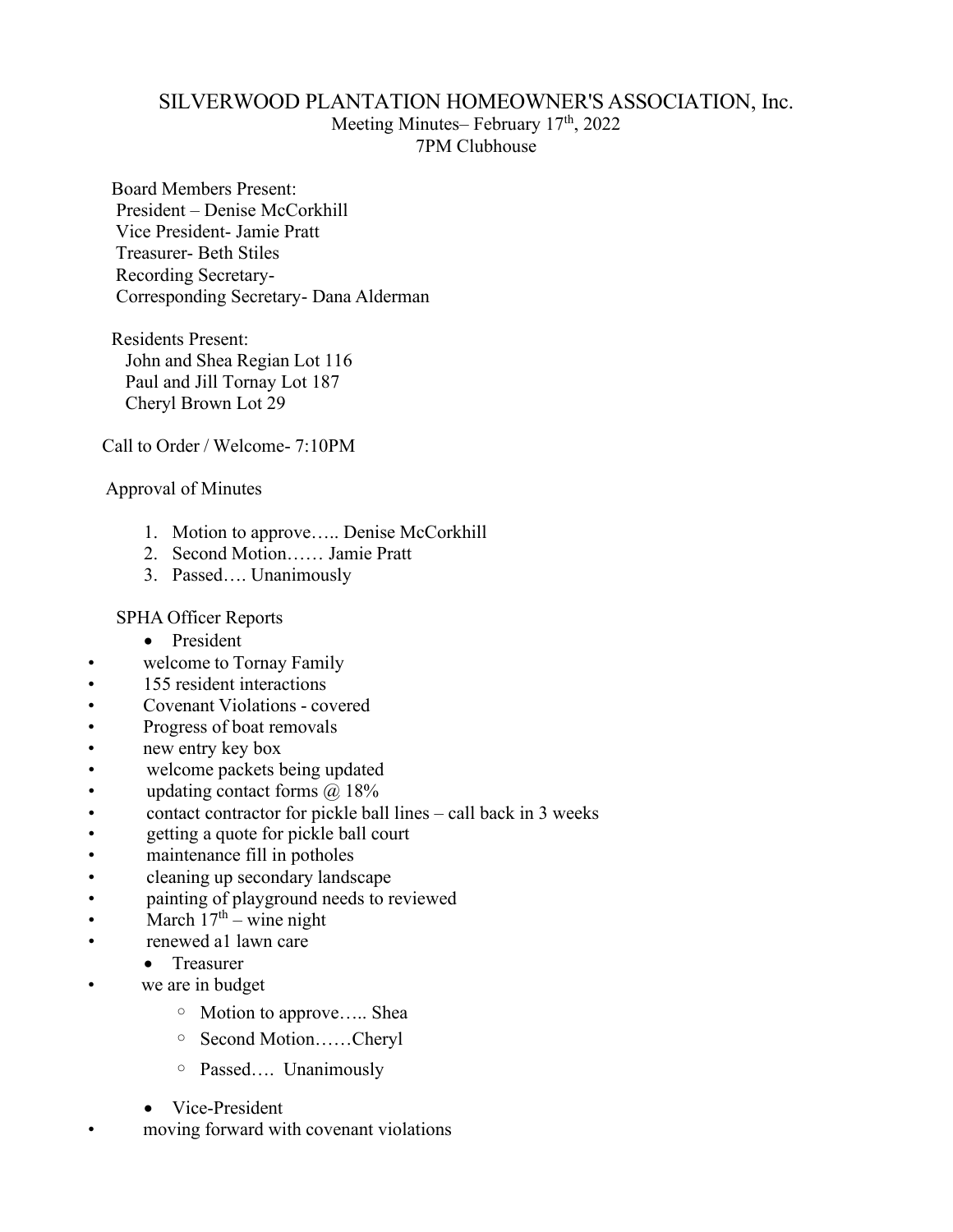# SILVERWOOD PLANTATION HOMEOWNER'S ASSOCIATION, Inc.

Meeting Minutes– February 17th, 2022
7PM Clubhouse

Board Members Present:
President – Denise McCorkhill
Vice President- Jamie Pratt
Treasurer- Beth Stiles
Recording Secretary-
Corresponding Secretary- Dana Alderman

Residents Present:
John and Shea Regian Lot 116
Paul and Jill Tornay Lot 187
Cheryl Brown Lot 29

Call to Order / Welcome- 7:10PM

Approval of Minutes

1. Motion to approve….. Denise McCorkhill
2. Second Motion…… Jamie Pratt
3. Passed…. Unanimously

SPHA Officer Reports

- President
- welcome to Tornay Family
- 155 resident interactions
- Covenant Violations - covered
- Progress of boat removals
- new entry key box
- welcome packets being updated
- updating contact forms @ 18%
- contact contractor for pickle ball lines – call back in 3 weeks
- getting a quote for pickle ball court
- maintenance fill in potholes
- cleaning up secondary landscape
- painting of playground needs to reviewed
- March 17th – wine night
- renewed a1 lawn care
- Treasurer
- we are in budget
  - Motion to approve….. Shea
  - Second Motion……Cheryl
  - Passed…. Unanimously
- Vice-President
- moving forward with covenant violations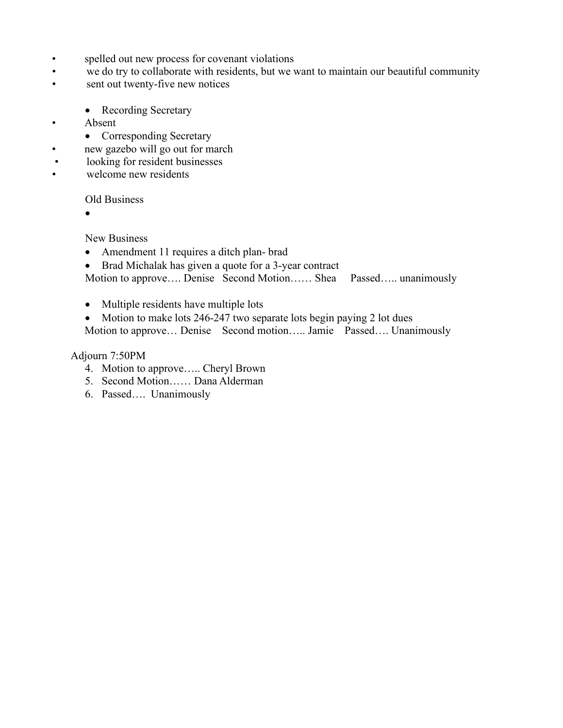- spelled out new process for covenant violations
- we do try to collaborate with residents, but we want to maintain our beautiful community
- sent out twenty-five new notices

  - Recording Secretary
- Absent
  - Corresponding Secretary
- new gazebo will go out for march
- looking for resident businesses
- welcome new residents

Old Business

- 

New Business

- Amendment 11 requires a ditch plan- brad
- Brad Michalak has given a quote for a 3-year contract

Motion to approve…. Denise   Second Motion…… Shea   Passed….. unanimously

- Multiple residents have multiple lots
- Motion to make lots 246-247 two separate lots begin paying 2 lot dues

Motion to approve… Denise   Second motion….. Jamie   Passed…. Unanimously

Adjourn 7:50PM

4. Motion to approve….. Cheryl Brown
5. Second Motion…… Dana Alderman
6. Passed…. Unanimously